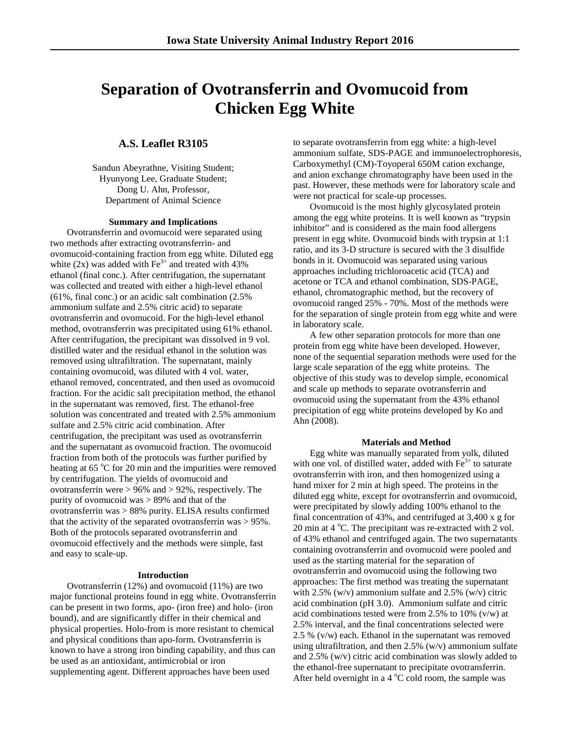# Separation of Ovotransferrin and Ovomucoid from Chicken Egg White

## A.S. Leaflet R3105

Sandun Abeyrathne, Visiting Student;
Hyunyong Lee, Graduate Student;
Dong U. Ahn, Professor,
Department of Animal Science

### Summary and Implications

Ovotransferrin and ovomucoid were separated using two methods after extracting ovotransferrin- and ovomucoid-containing fraction from egg white. Diluted egg white (2x) was added with $Fe^{3+}$ and treated with 43% ethanol (final conc.). After centrifugation, the supernatant was collected and treated with either a high-level ethanol (61%, final conc.) or an acidic salt combination (2.5% ammonium sulfate and 2.5% citric acid) to separate ovotransferrin and ovomucoid. For the high-level ethanol method, ovotransferrin was precipitated using 61% ethanol. After centrifugation, the precipitant was dissolved in 9 vol. distilled water and the residual ethanol in the solution was removed using ultrafiltration. The supernatant, mainly containing ovomucoid, was diluted with 4 vol. water, ethanol removed, concentrated, and then used as ovomucoid fraction. For the acidic salt precipitation method, the ethanol in the supernatant was removed, first. The ethanol-free solution was concentrated and treated with 2.5% ammonium sulfate and 2.5% citric acid combination. After centrifugation, the precipitant was used as ovotransferrin and the supernatant as ovomucoid fraction. The ovomucoid fraction from both of the protocols was further purified by heating at 65 $^{o}$C for 20 min and the impurities were removed by centrifugation. The yields of ovomucoid and ovotransferrin were > 96% and > 92%, respectively. The purity of ovomucoid was > 89% and that of the ovotransferrin was > 88% purity. ELISA results confirmed that the activity of the separated ovotransferrin was > 95%. Both of the protocols separated ovotransferrin and ovomucoid effectively and the methods were simple, fast and easy to scale-up.

### Introduction

Ovotransferrin (12%) and ovomucoid (11%) are two major functional proteins found in egg white. Ovotransferrin can be present in two forms, apo- (iron free) and holo- (iron bound), and are significantly differ in their chemical and physical properties. Holo-from is more resistant to chemical and physical conditions than apo-form. Ovotransferrin is known to have a strong iron binding capability, and thus can be used as an antioxidant, antimicrobial or iron supplementing agent. Different approaches have been used to separate ovotransferrin from egg white: a high-level ammonium sulfate, SDS-PAGE and immunoelectrophoresis, Carboxymethyl (CM)-Toyoperal 650M cation exchange, and anion exchange chromatography have been used in the past. However, these methods were for laboratory scale and were not practical for scale-up processes.

Ovomucoid is the most highly glycosylated protein among the egg white proteins. It is well known as "trypsin inhibitor" and is considered as the main food allergens present in egg white. Ovomucoid binds with trypsin at 1:1 ratio, and its 3-D structure is secured with the 3 disulfide bonds in it. Ovomucoid was separated using various approaches including trichloroacetic acid (TCA) and acetone or TCA and ethanol combination, SDS-PAGE, ethanol, chromatographic method, but the recovery of ovomucoid ranged 25% - 70%. Most of the methods were for the separation of single protein from egg white and were in laboratory scale.

A few other separation protocols for more than one protein from egg white have been developed. However, none of the sequential separation methods were used for the large scale separation of the egg white proteins. The objective of this study was to develop simple, economical and scale up methods to separate ovotransferrin and ovomucoid using the supernatant from the 43% ethanol precipitation of egg white proteins developed by Ko and Ahn (2008).

### Materials and Method

Egg white was manually separated from yolk, diluted with one vol. of distilled water, added with $Fe^{3+}$ to saturate ovotransferrin with iron, and then homogenized using a hand mixer for 2 min at high speed. The proteins in the diluted egg white, except for ovotransferrin and ovomucoid, were precipitated by slowly adding 100% ethanol to the final concentration of 43%, and centrifuged at 3,400 x g for 20 min at 4 $^{o}$C. The precipitant was re-extracted with 2 vol. of 43% ethanol and centrifuged again. The two supernatants containing ovotransferrin and ovomucoid were pooled and used as the starting material for the separation of ovotransferrin and ovomucoid using the following two approaches: The first method was treating the supernatant with 2.5% (w/v) ammonium sulfate and 2.5% (w/v) citric acid combination (pH 3.0). Ammonium sulfate and citric acid combinations tested were from 2.5% to 10% (v/w) at 2.5% interval, and the final concentrations selected were 2.5 % (v/w) each. Ethanol in the supernatant was removed using ultrafiltration, and then 2.5% (w/v) ammonium sulfate and 2.5% (w/v) citric acid combination was slowly added to the ethanol-free supernatant to precipitate ovotransferrin. After held overnight in a 4 $^{o}$C cold room, the sample was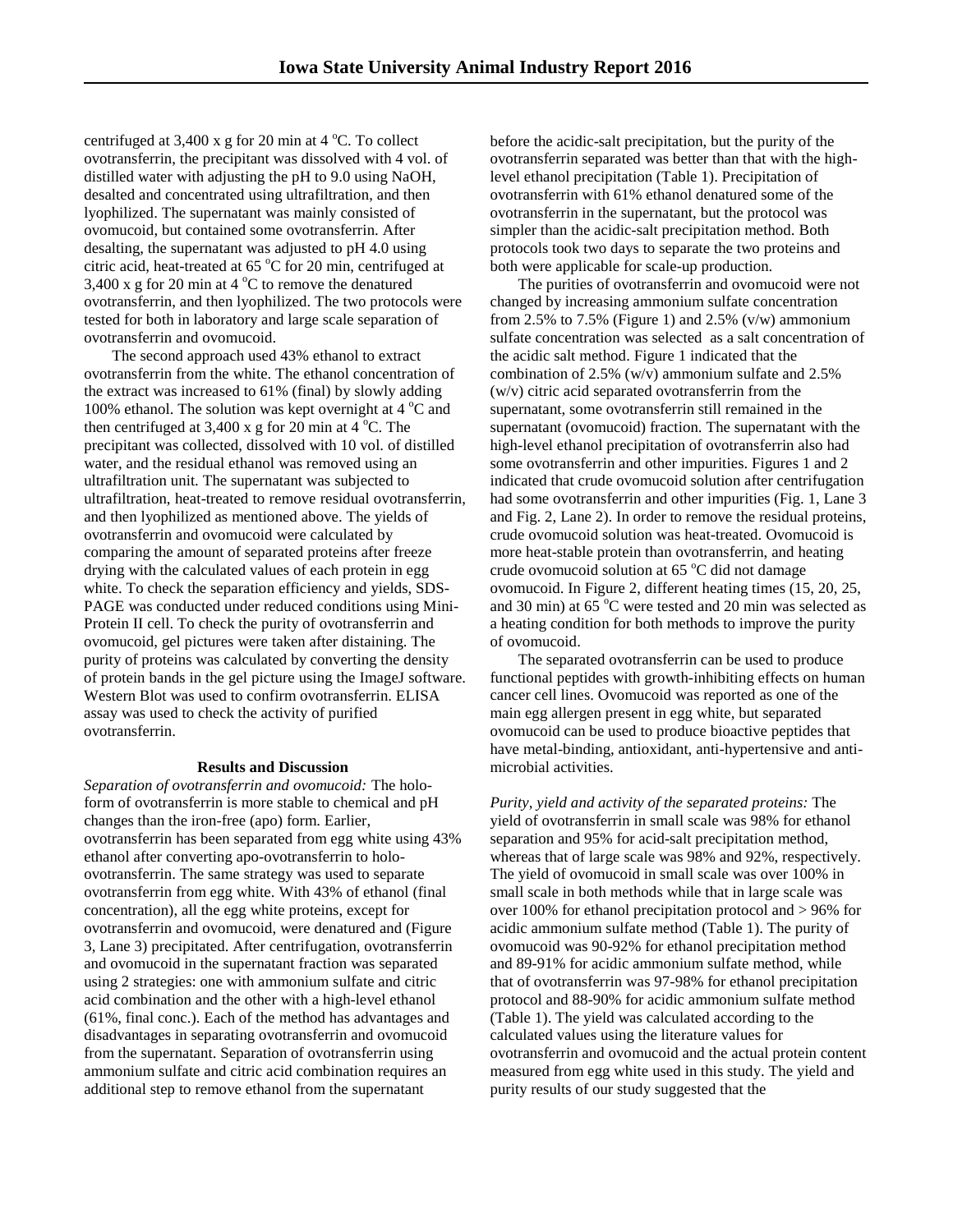centrifuged at 3,400 x g for 20 min at 4 °C. To collect ovotransferrin, the precipitant was dissolved with 4 vol. of distilled water with adjusting the pH to 9.0 using NaOH, desalted and concentrated using ultrafiltration, and then lyophilized. The supernatant was mainly consisted of ovomucoid, but contained some ovotransferrin. After desalting, the supernatant was adjusted to pH 4.0 using citric acid, heat-treated at 65 °C for 20 min, centrifuged at 3,400 x g for 20 min at 4 °C to remove the denatured ovotransferrin, and then lyophilized. The two protocols were tested for both in laboratory and large scale separation of ovotransferrin and ovomucoid.

The second approach used 43% ethanol to extract ovotransferrin from the white. The ethanol concentration of the extract was increased to 61% (final) by slowly adding 100% ethanol. The solution was kept overnight at 4 °C and then centrifuged at 3,400 x g for 20 min at 4 °C. The precipitant was collected, dissolved with 10 vol. of distilled water, and the residual ethanol was removed using an ultrafiltration unit. The supernatant was subjected to ultrafiltration, heat-treated to remove residual ovotransferrin, and then lyophilized as mentioned above. The yields of ovotransferrin and ovomucoid were calculated by comparing the amount of separated proteins after freeze drying with the calculated values of each protein in egg white. To check the separation efficiency and yields, SDS-PAGE was conducted under reduced conditions using Mini-Protein II cell. To check the purity of ovotransferrin and ovomucoid, gel pictures were taken after distaining. The purity of proteins was calculated by converting the density of protein bands in the gel picture using the ImageJ software. Western Blot was used to confirm ovotransferrin. ELISA assay was used to check the activity of purified ovotransferrin.

## Results and Discussion

*Separation of ovotransferrin and ovomucoid:* The holo-form of ovotransferrin is more stable to chemical and pH changes than the iron-free (apo) form. Earlier, ovotransferrin has been separated from egg white using 43% ethanol after converting apo-ovotransferrin to holo-ovotransferrin. The same strategy was used to separate ovotransferrin from egg white. With 43% of ethanol (final concentration), all the egg white proteins, except for ovotransferrin and ovomucoid, were denatured and (Figure 3, Lane 3) precipitated. After centrifugation, ovotransferrin and ovomucoid in the supernatant fraction was separated using 2 strategies: one with ammonium sulfate and citric acid combination and the other with a high-level ethanol (61%, final conc.). Each of the method has advantages and disadvantages in separating ovotransferrin and ovomucoid from the supernatant. Separation of ovotransferrin using ammonium sulfate and citric acid combination requires an additional step to remove ethanol from the supernatant before the acidic-salt precipitation, but the purity of the ovotransferrin separated was better than that with the high-level ethanol precipitation (Table 1). Precipitation of ovotransferrin with 61% ethanol denatured some of the ovotransferrin in the supernatant, but the protocol was simpler than the acidic-salt precipitation method. Both protocols took two days to separate the two proteins and both were applicable for scale-up production.

The purities of ovotransferrin and ovomucoid were not changed by increasing ammonium sulfate concentration from 2.5% to 7.5% (Figure 1) and 2.5% (v/w) ammonium sulfate concentration was selected as a salt concentration of the acidic salt method. Figure 1 indicated that the combination of 2.5% (w/v) ammonium sulfate and 2.5% (w/v) citric acid separated ovotransferrin from the supernatant, some ovotransferrin still remained in the supernatant (ovomucoid) fraction. The supernatant with the high-level ethanol precipitation of ovotransferrin also had some ovotransferrin and other impurities. Figures 1 and 2 indicated that crude ovomucoid solution after centrifugation had some ovotransferrin and other impurities (Fig. 1, Lane 3 and Fig. 2, Lane 2). In order to remove the residual proteins, crude ovomucoid solution was heat-treated. Ovomucoid is more heat-stable protein than ovotransferrin, and heating crude ovomucoid solution at 65 °C did not damage ovomucoid. In Figure 2, different heating times (15, 20, 25, and 30 min) at 65 °C were tested and 20 min was selected as a heating condition for both methods to improve the purity of ovomucoid.

The separated ovotransferrin can be used to produce functional peptides with growth-inhibiting effects on human cancer cell lines. Ovomucoid was reported as one of the main egg allergen present in egg white, but separated ovomucoid can be used to produce bioactive peptides that have metal-binding, antioxidant, anti-hypertensive and anti-microbial activities.

*Purity, yield and activity of the separated proteins:* The yield of ovotransferrin in small scale was 98% for ethanol separation and 95% for acid-salt precipitation method, whereas that of large scale was 98% and 92%, respectively. The yield of ovomucoid in small scale was over 100% in small scale in both methods while that in large scale was over 100% for ethanol precipitation protocol and > 96% for acidic ammonium sulfate method (Table 1). The purity of ovomucoid was 90-92% for ethanol precipitation method and 89-91% for acidic ammonium sulfate method, while that of ovotransferrin was 97-98% for ethanol precipitation protocol and 88-90% for acidic ammonium sulfate method (Table 1). The yield was calculated according to the calculated values using the literature values for ovotransferrin and ovomucoid and the actual protein content measured from egg white used in this study. The yield and purity results of our study suggested that the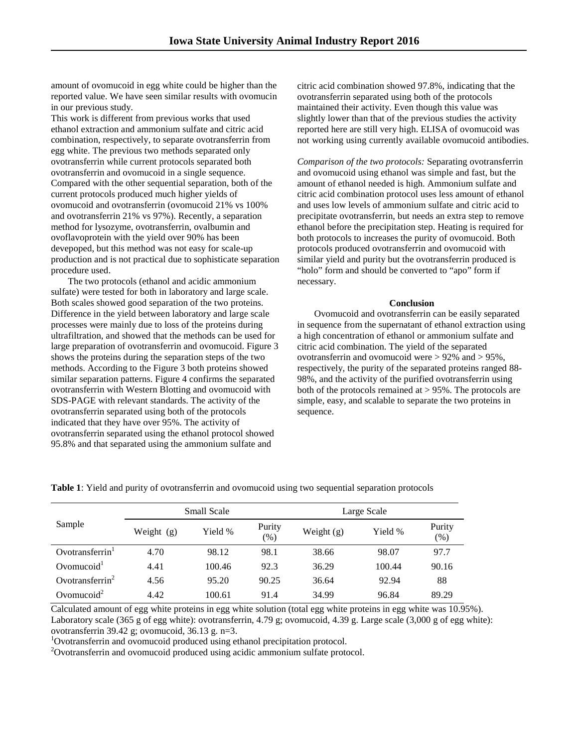amount of ovomucoid in egg white could be higher than the reported value. We have seen similar results with ovomucin in our previous study.

This work is different from previous works that used ethanol extraction and ammonium sulfate and citric acid combination, respectively, to separate ovotransferrin from egg white. The previous two methods separated only ovotransferrin while current protocols separated both ovotransferrin and ovomucoid in a single sequence. Compared with the other sequential separation, both of the current protocols produced much higher yields of ovomucoid and ovotransferrin (ovomucoid 21% vs 100% and ovotransferrin 21% vs 97%). Recently, a separation method for lysozyme, ovotransferrin, ovalbumin and ovoflavoprotein with the yield over 90% has been devepoped, but this method was not easy for scale-up production and is not practical due to sophisticate separation procedure used.

The two protocols (ethanol and acidic ammonium sulfate) were tested for both in laboratory and large scale. Both scales showed good separation of the two proteins. Difference in the yield between laboratory and large scale processes were mainly due to loss of the proteins during ultrafiltration, and showed that the methods can be used for large preparation of ovotransferrin and ovomucoid. Figure 3 shows the proteins during the separation steps of the two methods. According to the Figure 3 both proteins showed similar separation patterns. Figure 4 confirms the separated ovotransferrin with Western Blotting and ovomucoid with SDS-PAGE with relevant standards. The activity of the ovotransferrin separated using both of the protocols indicated that they have over 95%. The activity of ovotransferrin separated using the ethanol protocol showed 95.8% and that separated using the ammonium sulfate and citric acid combination showed 97.8%, indicating that the ovotransferrin separated using both of the protocols maintained their activity. Even though this value was slightly lower than that of the previous studies the activity reported here are still very high. ELISA of ovomucoid was not working using currently available ovomucoid antibodies.

*Comparison of the two protocols:* Separating ovotransferrin and ovomucoid using ethanol was simple and fast, but the amount of ethanol needed is high. Ammonium sulfate and citric acid combination protocol uses less amount of ethanol and uses low levels of ammonium sulfate and citric acid to precipitate ovotransferrin, but needs an extra step to remove ethanol before the precipitation step. Heating is required for both protocols to increases the purity of ovomucoid. Both protocols produced ovotransferrin and ovomucoid with similar yield and purity but the ovotransferrin produced is "holo" form and should be converted to "apo" form if necessary.

## Conclusion

Ovomucoid and ovotransferrin can be easily separated in sequence from the supernatant of ethanol extraction using a high concentration of ethanol or ammonium sulfate and citric acid combination. The yield of the separated ovotransferrin and ovomucoid were > 92% and > 95%, respectively, the purity of the separated proteins ranged 88-98%, and the activity of the purified ovotransferrin using both of the protocols remained at > 95%. The protocols are simple, easy, and scalable to separate the two proteins in sequence.

**Table 1**: Yield and purity of ovotransferrin and ovomucoid using two sequential separation protocols

| Sample | Small Scale | | | Large Scale | | |
|---|---|---|---|---|---|---|
| | Weight (g) | Yield % | Purity (%) | Weight (g) | Yield % | Purity (%) |
| Ovotransferrin[1] | 4.70 | 98.12 | 98.1 | 38.66 | 98.07 | 97.7 |
| Ovomucoid[1] | 4.41 | 100.46 | 92.3 | 36.29 | 100.44 | 90.16 |
| Ovotransferrin[2] | 4.56 | 95.20 | 90.25 | 36.64 | 92.94 | 88 |
| Ovomucoid[2] | 4.42 | 100.61 | 91.4 | 34.99 | 96.84 | 89.29 |

Calculated amount of egg white proteins in egg white solution (total egg white proteins in egg white was 10.95%). Laboratory scale (365 g of egg white): ovotransferrin, 4.79 g; ovomucoid, 4.39 g. Large scale (3,000 g of egg white): ovotransferrin 39.42 g; ovomucoid, 36.13 g. n=3.

[1]Ovotransferrin and ovomucoid produced using ethanol precipitation protocol.

[2]Ovotransferrin and ovomucoid produced using acidic ammonium sulfate protocol.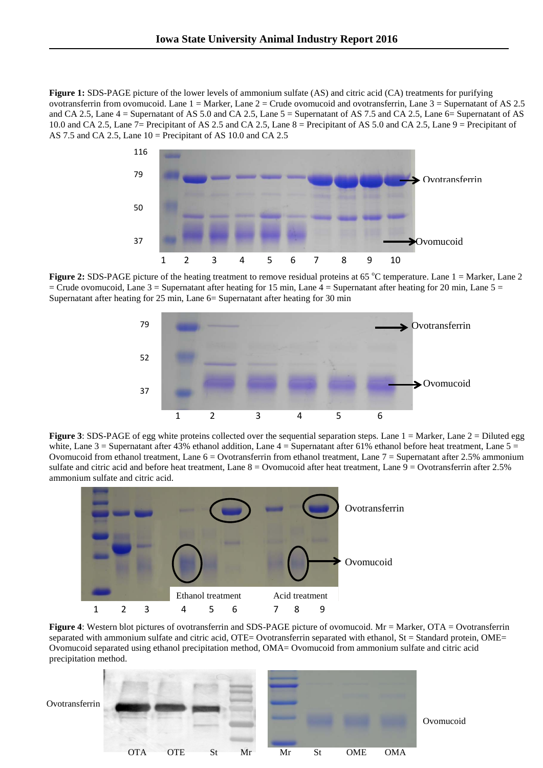**Figure 1:** SDS-PAGE picture of the lower levels of ammonium sulfate (AS) and citric acid (CA) treatments for purifying ovotransferrin from ovomucoid. Lane 1 = Marker, Lane 2 = Crude ovomucoid and ovotransferrin, Lane 3 = Supernatant of AS 2.5 and CA 2.5, Lane 4 = Supernatant of AS 5.0 and CA 2.5, Lane 5 = Supernatant of AS 7.5 and CA 2.5, Lane 6= Supernatant of AS 10.0 and CA 2.5, Lane 7= Precipitant of AS 2.5 and CA 2.5, Lane 8 = Precipitant of AS 5.0 and CA 2.5, Lane 9 = Precipitant of AS 7.5 and CA 2.5, Lane 10 = Precipitant of AS 10.0 and CA 2.5

116
79
50
37
1 2 3 4 5 6 7 8 9 10
Ovotransferrin
Ovomucoid

**Figure 2:** SDS-PAGE picture of the heating treatment to remove residual proteins at 65 °C temperature. Lane 1 = Marker, Lane 2 = Crude ovomucoid, Lane 3 = Supernatant after heating for 15 min, Lane 4 = Supernatant after heating for 20 min, Lane 5 = Supernatant after heating for 25 min, Lane 6= Supernatant after heating for 30 min

79
52
37
1 2 3 4 5 6
Ovotransferrin
Ovomucoid

**Figure 3**: SDS-PAGE of egg white proteins collected over the sequential separation steps. Lane 1 = Marker, Lane 2 = Diluted egg white, Lane 3 = Supernatant after 43% ethanol addition, Lane 4 = Supernatant after 61% ethanol before heat treatment, Lane 5 = Ovomucoid from ethanol treatment, Lane 6 = Ovotransferrin from ethanol treatment, Lane 7 = Supernatant after 2.5% ammonium sulfate and citric acid and before heat treatment, Lane 8 = Ovomucoid after heat treatment, Lane 9 = Ovotransferrin after 2.5% ammonium sulfate and citric acid.

Ovotransferrin
Ovomucoid
Ethanol treatment
Acid treatment
1 2 3 4 5 6 7 8 9

**Figure 4**: Western blot pictures of ovotransferrin and SDS-PAGE picture of ovomucoid. Mr = Marker, OTA = Ovotransferrin separated with ammonium sulfate and citric acid, OTE= Ovotransferrin separated with ethanol, St = Standard protein, OME= Ovomucoid separated using ethanol precipitation method, OMA= Ovomucoid from ammonium sulfate and citric acid precipitation method.

Ovotransferrin
OTA OTE St Mr
Mr St OME OMA
Ovomucoid